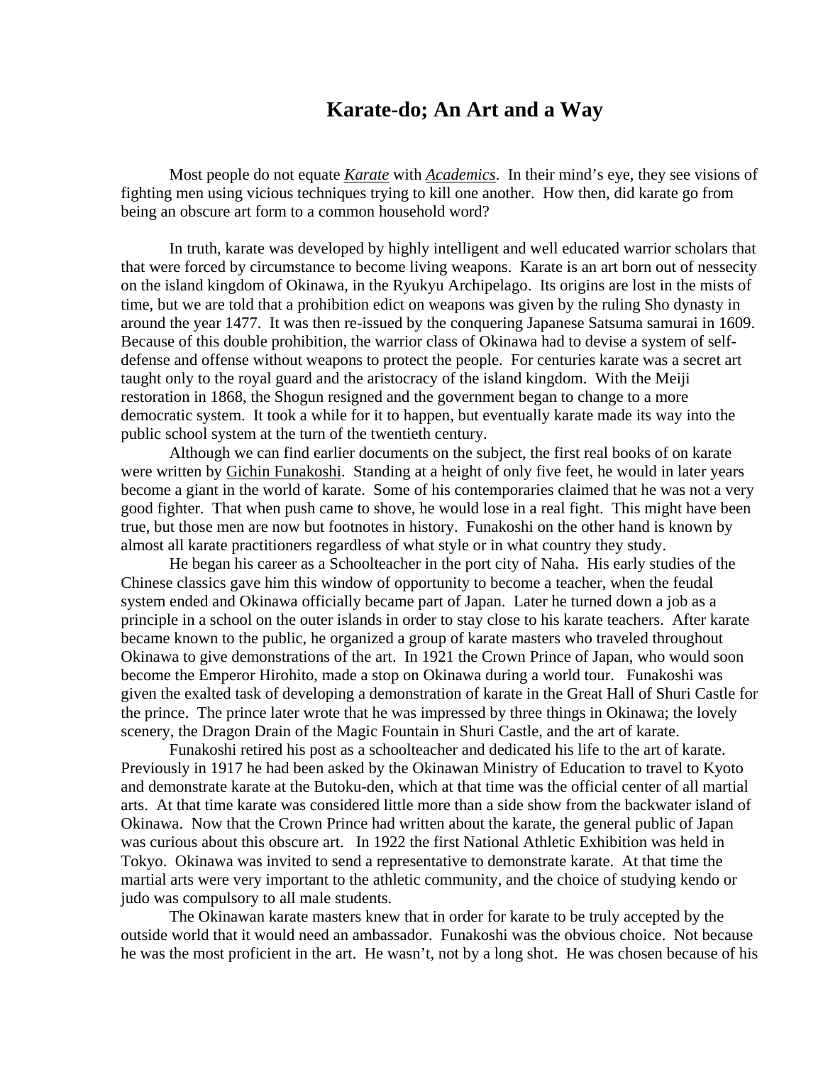# Karate-do; An Art and a Way

Most people do not equate _Karate_ with _Academics_. In their mind's eye, they see visions of fighting men using vicious techniques trying to kill one another. How then, did karate go from being an obscure art form to a common household word?

In truth, karate was developed by highly intelligent and well educated warrior scholars that that were forced by circumstance to become living weapons. Karate is an art born out of nessecity on the island kingdom of Okinawa, in the Ryukyu Archipelago. Its origins are lost in the mists of time, but we are told that a prohibition edict on weapons was given by the ruling Sho dynasty in around the year 1477. It was then re-issued by the conquering Japanese Satsuma samurai in 1609. Because of this double prohibition, the warrior class of Okinawa had to devise a system of self-defense and offense without weapons to protect the people. For centuries karate was a secret art taught only to the royal guard and the aristocracy of the island kingdom. With the Meiji restoration in 1868, the Shogun resigned and the government began to change to a more democratic system. It took a while for it to happen, but eventually karate made its way into the public school system at the turn of the twentieth century.

Although we can find earlier documents on the subject, the first real books of on karate were written by Gichin Funakoshi. Standing at a height of only five feet, he would in later years become a giant in the world of karate. Some of his contemporaries claimed that he was not a very good fighter. That when push came to shove, he would lose in a real fight. This might have been true, but those men are now but footnotes in history. Funakoshi on the other hand is known by almost all karate practitioners regardless of what style or in what country they study.

He began his career as a Schoolteacher in the port city of Naha. His early studies of the Chinese classics gave him this window of opportunity to become a teacher, when the feudal system ended and Okinawa officially became part of Japan. Later he turned down a job as a principle in a school on the outer islands in order to stay close to his karate teachers. After karate became known to the public, he organized a group of karate masters who traveled throughout Okinawa to give demonstrations of the art. In 1921 the Crown Prince of Japan, who would soon become the Emperor Hirohito, made a stop on Okinawa during a world tour. Funakoshi was given the exalted task of developing a demonstration of karate in the Great Hall of Shuri Castle for the prince. The prince later wrote that he was impressed by three things in Okinawa; the lovely scenery, the Dragon Drain of the Magic Fountain in Shuri Castle, and the art of karate.

Funakoshi retired his post as a schoolteacher and dedicated his life to the art of karate. Previously in 1917 he had been asked by the Okinawan Ministry of Education to travel to Kyoto and demonstrate karate at the Butoku-den, which at that time was the official center of all martial arts. At that time karate was considered little more than a side show from the backwater island of Okinawa. Now that the Crown Prince had written about the karate, the general public of Japan was curious about this obscure art. In 1922 the first National Athletic Exhibition was held in Tokyo. Okinawa was invited to send a representative to demonstrate karate. At that time the martial arts were very important to the athletic community, and the choice of studying kendo or judo was compulsory to all male students.

The Okinawan karate masters knew that in order for karate to be truly accepted by the outside world that it would need an ambassador. Funakoshi was the obvious choice. Not because he was the most proficient in the art. He wasn't, not by a long shot. He was chosen because of his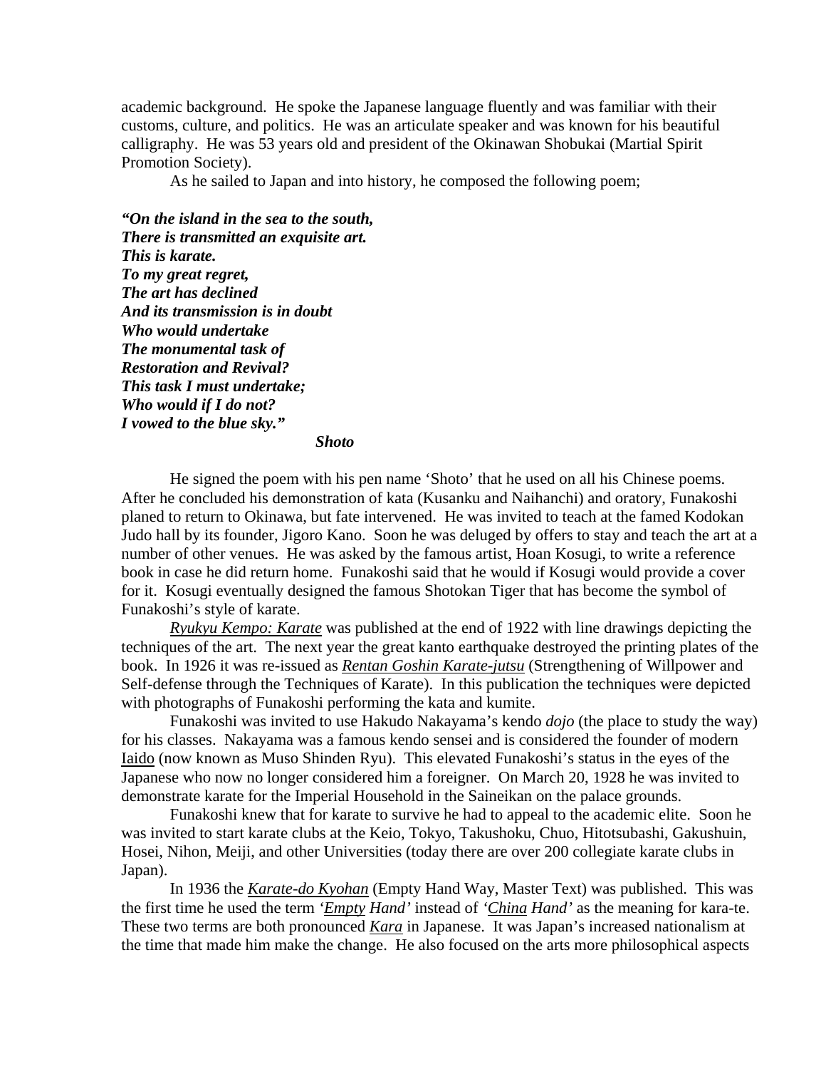academic background. He spoke the Japanese language fluently and was familiar with their customs, culture, and politics. He was an articulate speaker and was known for his beautiful calligraphy. He was 53 years old and president of the Okinawan Shobukai (Martial Spirit Promotion Society).

As he sailed to Japan and into history, he composed the following poem;

***"On the island in the sea to the south,***
***There is transmitted an exquisite art.***
***This is karate.***
***To my great regret,***
***The art has declined***
***And its transmission is in doubt***
***Who would undertake***
***The monumental task of***
***Restoration and Revival?***
***This task I must undertake;***
***Who would if I do not?***
***I vowed to the blue sky."***

***Shoto***

He signed the poem with his pen name 'Shoto' that he used on all his Chinese poems. After he concluded his demonstration of kata (Kusanku and Naihanchi) and oratory, Funakoshi planed to return to Okinawa, but fate intervened. He was invited to teach at the famed Kodokan Judo hall by its founder, Jigoro Kano. Soon he was deluged by offers to stay and teach the art at a number of other venues. He was asked by the famous artist, Hoan Kosugi, to write a reference book in case he did return home. Funakoshi said that he would if Kosugi would provide a cover for it. Kosugi eventually designed the famous Shotokan Tiger that has become the symbol of Funakoshi's style of karate.

<u>*Ryukyu Kempo: Karate*</u> was published at the end of 1922 with line drawings depicting the techniques of the art. The next year the great kanto earthquake destroyed the printing plates of the book. In 1926 it was re-issued as <u>***Rentan Goshin Karate-jutsu***</u> (Strengthening of Willpower and Self-defense through the Techniques of Karate). In this publication the techniques were depicted with photographs of Funakoshi performing the kata and kumite.

Funakoshi was invited to use Hakudo Nakayama's kendo *dojo* (the place to study the way) for his classes. Nakayama was a famous kendo sensei and is considered the founder of modern <u>Iaido</u> (now known as Muso Shinden Ryu). This elevated Funakoshi's status in the eyes of the Japanese who now no longer considered him a foreigner. On March 20, 1928 he was invited to demonstrate karate for the Imperial Household in the Saineikan on the palace grounds.

Funakoshi knew that for karate to survive he had to appeal to the academic elite. Soon he was invited to start karate clubs at the Keio, Tokyo, Takushoku, Chuo, Hitotsubashi, Gakushuin, Hosei, Nihon, Meiji, and other Universities (today there are over 200 collegiate karate clubs in Japan).

In 1936 the <u>***Karate-do Kyohan***</u> (Empty Hand Way, Master Text) was published. This was the first time he used the term *'<u>Empty</u> Hand'* instead of *'<u>China</u> Hand'* as the meaning for kara-te. These two terms are both pronounced <u>***Kara***</u> in Japanese. It was Japan's increased nationalism at the time that made him make the change. He also focused on the arts more philosophical aspects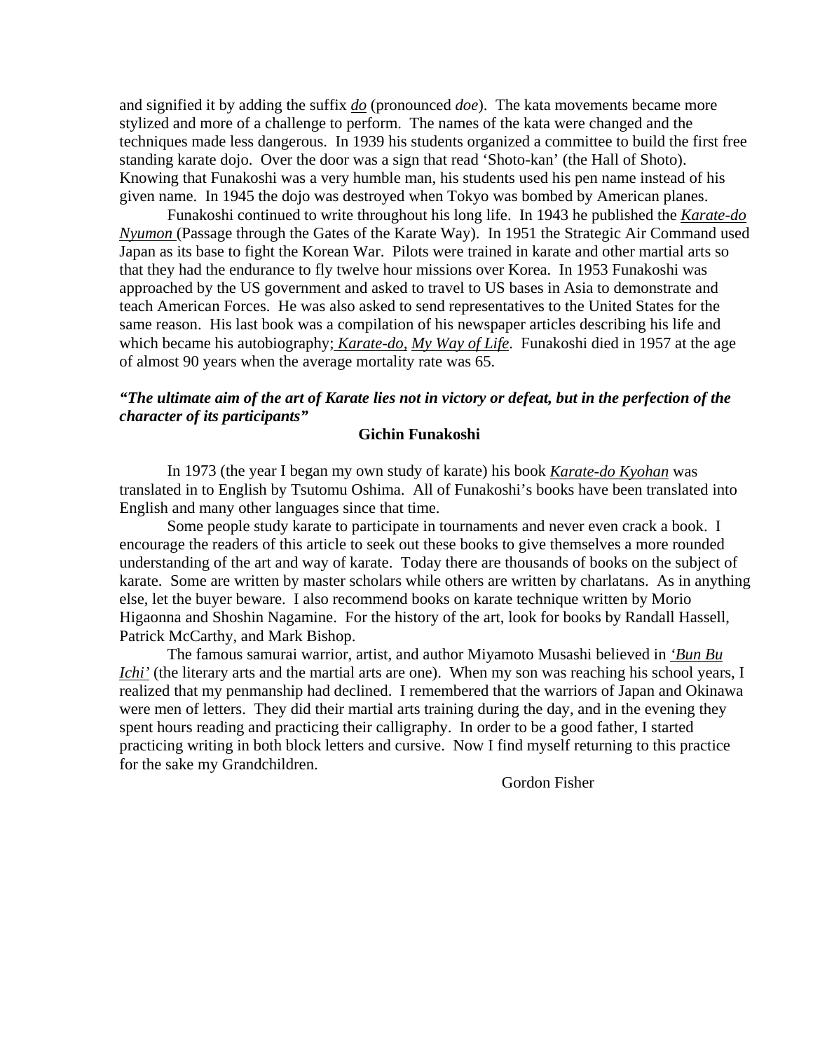and signified it by adding the suffix _do_ (pronounced _doe_). The kata movements became more stylized and more of a challenge to perform. The names of the kata were changed and the techniques made less dangerous. In 1939 his students organized a committee to build the first free standing karate dojo. Over the door was a sign that read 'Shoto-kan' (the Hall of Shoto). Knowing that Funakoshi was a very humble man, his students used his pen name instead of his given name. In 1945 the dojo was destroyed when Tokyo was bombed by American planes.

Funakoshi continued to write throughout his long life. In 1943 he published the _Karate-do Nyumon_ (Passage through the Gates of the Karate Way). In 1951 the Strategic Air Command used Japan as its base to fight the Korean War. Pilots were trained in karate and other martial arts so that they had the endurance to fly twelve hour missions over Korea. In 1953 Funakoshi was approached by the US government and asked to travel to US bases in Asia to demonstrate and teach American Forces. He was also asked to send representatives to the United States for the same reason. His last book was a compilation of his newspaper articles describing his life and which became his autobiography; _Karate-do, My Way of Life_. Funakoshi died in 1957 at the age of almost 90 years when the average mortality rate was 65.

***"The ultimate aim of the art of Karate lies not in victory or defeat, but in the perfection of the character of its participants"***

**Gichin Funakoshi**

In 1973 (the year I began my own study of karate) his book _Karate-do Kyohan_ was translated in to English by Tsutomu Oshima. All of Funakoshi's books have been translated into English and many other languages since that time.

Some people study karate to participate in tournaments and never even crack a book. I encourage the readers of this article to seek out these books to give themselves a more rounded understanding of the art and way of karate. Today there are thousands of books on the subject of karate. Some are written by master scholars while others are written by charlatans. As in anything else, let the buyer beware. I also recommend books on karate technique written by Morio Higaonna and Shoshin Nagamine. For the history of the art, look for books by Randall Hassell, Patrick McCarthy, and Mark Bishop.

The famous samurai warrior, artist, and author Miyamoto Musashi believed in _'Bun Bu Ichi'_ (the literary arts and the martial arts are one). When my son was reaching his school years, I realized that my penmanship had declined. I remembered that the warriors of Japan and Okinawa were men of letters. They did their martial arts training during the day, and in the evening they spent hours reading and practicing their calligraphy. In order to be a good father, I started practicing writing in both block letters and cursive. Now I find myself returning to this practice for the sake my Grandchildren.

Gordon Fisher